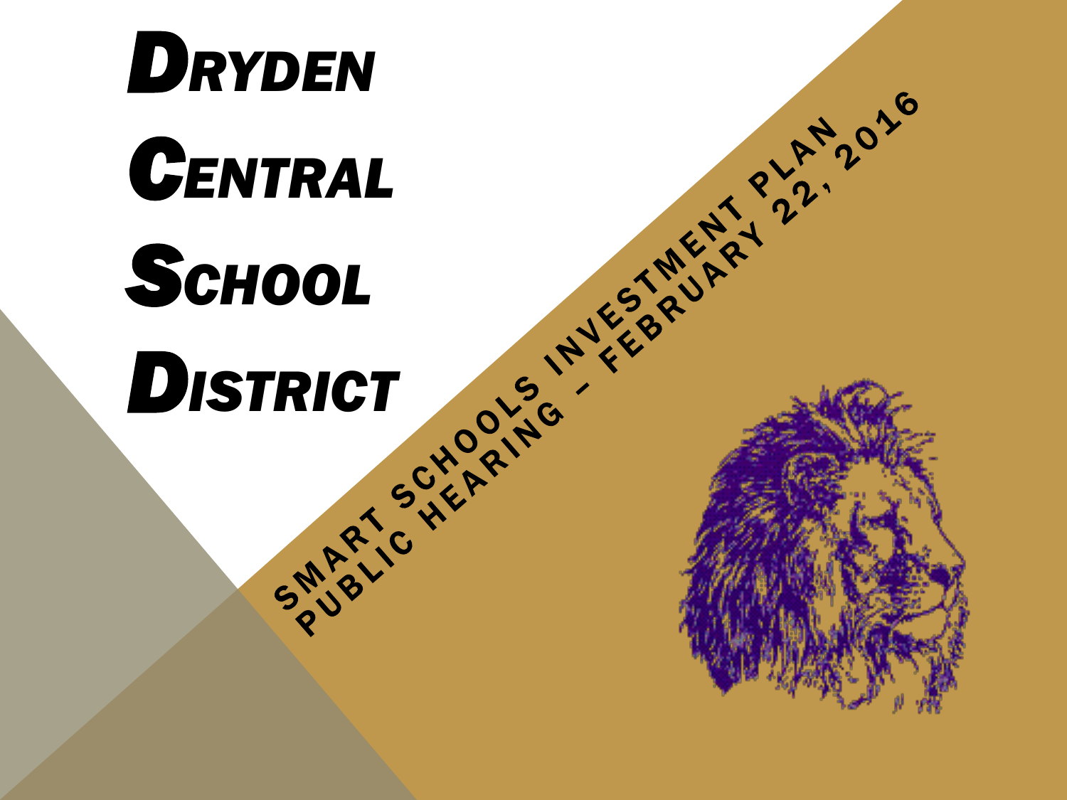# Dryden Central School District

SMART SCHOOLS INVESTMENT PLAN
PUBLIC HEARING – FEBRUARY 22, 2016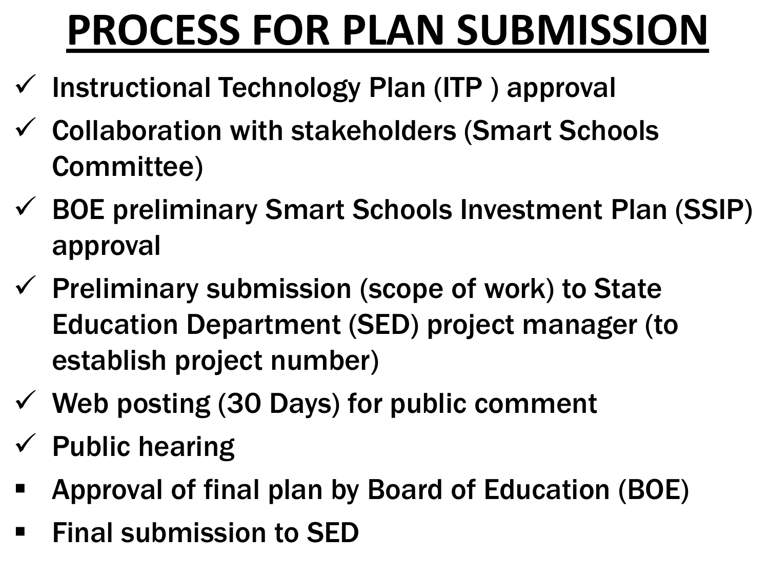# PROCESS FOR PLAN SUBMISSION

- ✓ Instructional Technology Plan (ITP ) approval
- ✓ Collaboration with stakeholders (Smart Schools Committee)
- ✓ BOE preliminary Smart Schools Investment Plan (SSIP) approval
- ✓ Preliminary submission (scope of work) to State Education Department (SED) project manager (to establish project number)
- ✓ Web posting (30 Days) for public comment
- ✓ Public hearing
- ▪ Approval of final plan by Board of Education (BOE)
- ▪ Final submission to SED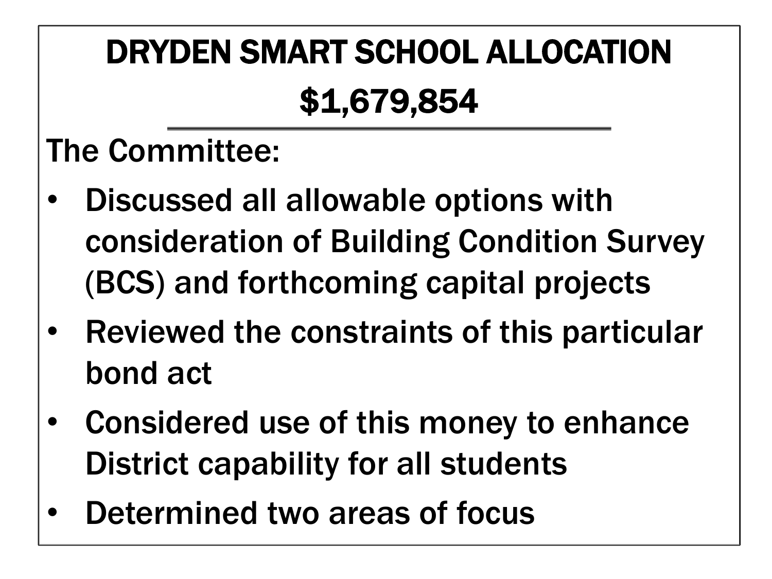# DRYDEN SMART SCHOOL ALLOCATION

# $1,679,854

The Committee:

- Discussed all allowable options with consideration of Building Condition Survey (BCS) and forthcoming capital projects
- Reviewed the constraints of this particular bond act
- Considered use of this money to enhance District capability for all students
- Determined two areas of focus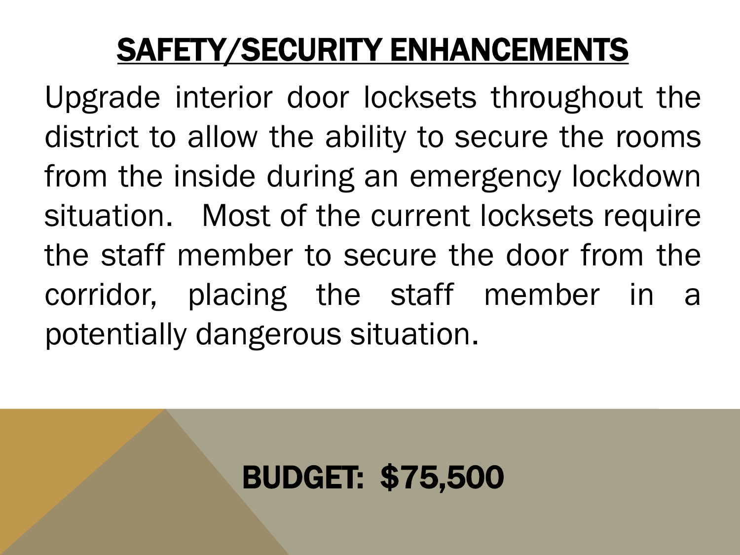# SAFETY/SECURITY ENHANCEMENTS

Upgrade interior door locksets throughout the district to allow the ability to secure the rooms from the inside during an emergency lockdown situation. Most of the current locksets require the staff member to secure the door from the corridor, placing the staff member in a potentially dangerous situation.

**BUDGET: $75,500**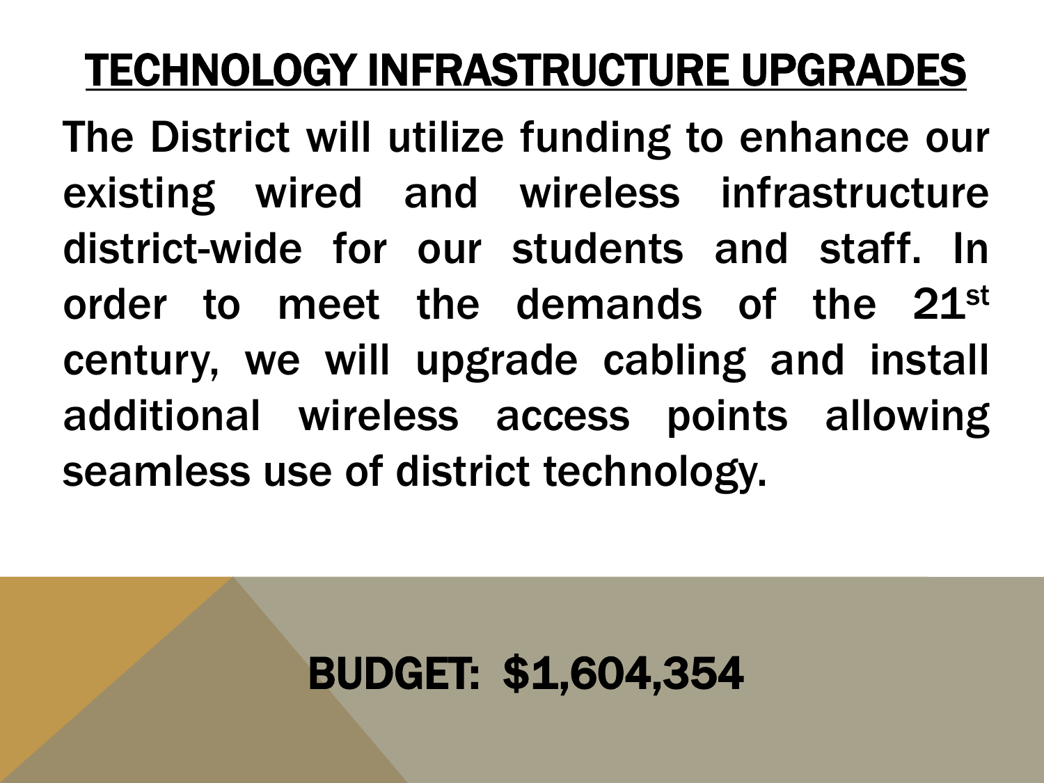# TECHNOLOGY INFRASTRUCTURE UPGRADES

The District will utilize funding to enhance our existing wired and wireless infrastructure district-wide for our students and staff. In order to meet the demands of the 21st century, we will upgrade cabling and install additional wireless access points allowing seamless use of district technology.

**BUDGET: $1,604,354**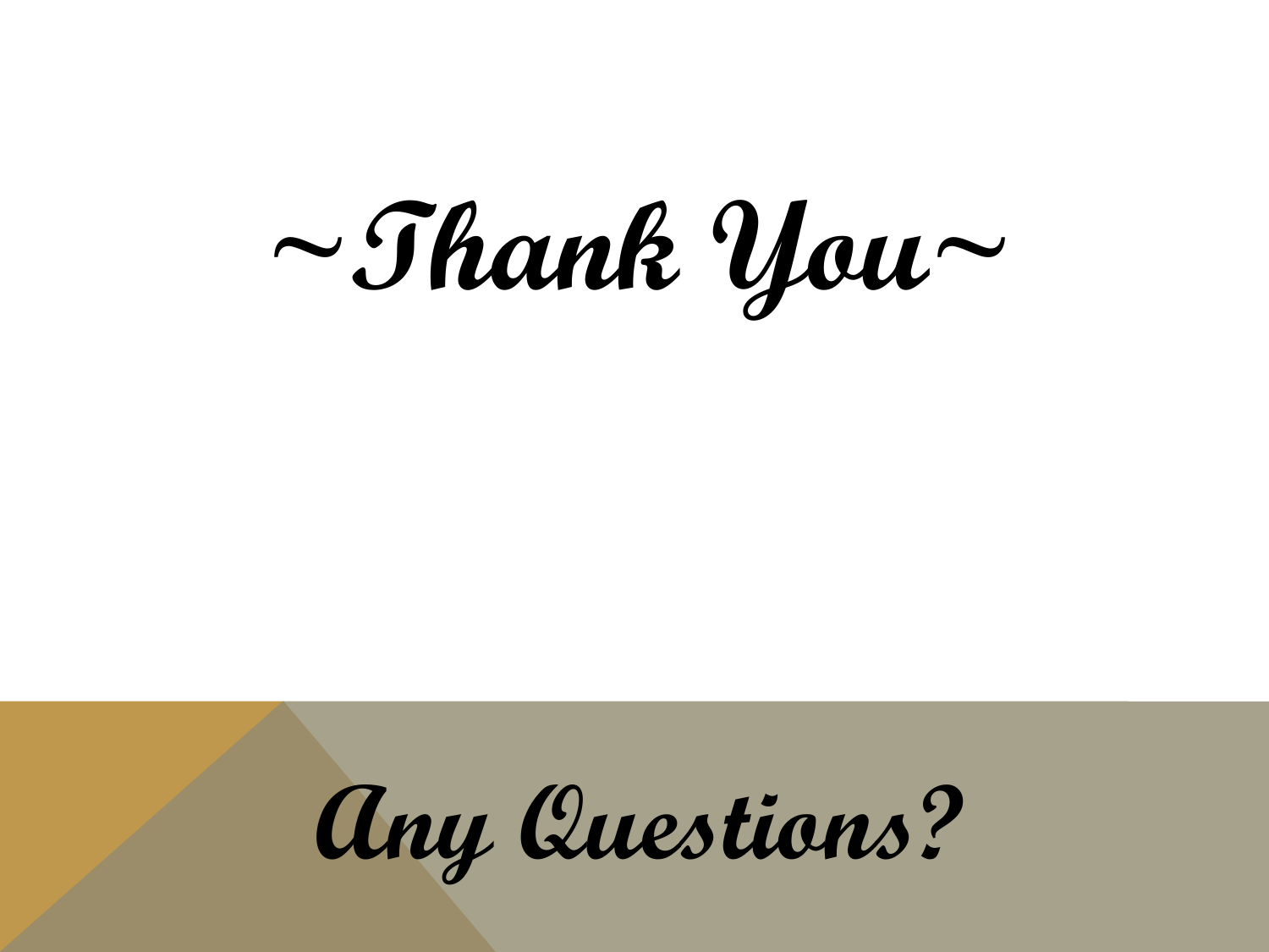# ~Thank You~

## Any Questions?